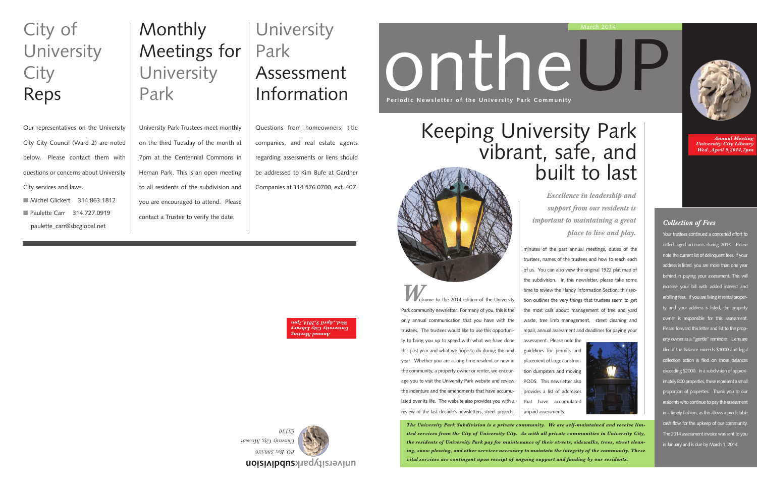# City of University City Reps

Our representatives on the University City City Council (Ward 2) are noted below. Please contact them with questions or concerns about University City services and laws.

- Michel Glickert 314.863.1812
- Paulette Carr 314.727.0919 paulette_carr@sbcglobal.net

# Monthly Meetings for University Park

University Park Trustees meet monthly on the third Tuesday of the month at 7pm at the Centennial Commons in Heman Park. This is an open meeting to all residents of the subdivision and you are encouraged to attend. Please contact a Trustee to verify the date.

# University Park Assessment Information

Questions from homeowners, title companies, and real estate agents regarding assessments or liens should be addressed to Kim Bufe at Gardner Companies at 314.576.0700, ext. 407.

***Annual Meeting University City Library Wed.,April 9,2014,7pm***

**universitypark subdivision**

*P.O. Box 300586*
*University City, Missouri*
*63130*

March 2014

# ontheUP

**Periodic Newsletter of the University Park Community**

***Annual Meeting University City Library Wed.,April 9,2014,7pm***

## Keeping University Park vibrant, safe, and built to last

***Excellence in leadership and support from our residents is important to maintaining a great place to live and play.***

Welcome to the 2014 edition of the University Park community newsletter. For many of you, this is the only annual communication that you have with the trustees. The trustees would like to use this opportunity to bring you up to speed with what we have done this past year and what we hope to do during the next year. Whether you are a long time resident or new in the community, a property owner or renter, we encourage you to visit the University Park website and review the indenture and the amendments that have accumulated over its life. The website also provides you with a review of the last decade's newsletters, street projects, minutes of the past annual meetings, duties of the trustees, names of the trustees and how to reach each of us. You can also view the original 1922 plat map of the subdivision. In this newsletter, please take some time to review the Handy Information Section; this section outlines the very things that trustees seem to get the most calls about: management of tree and yard waste, tree limb management, street cleaning and repair, annual assessments and deadlines for paying your assessment. Please note the guidelines for permits and placement of large construction dumpsters and moving PODS. This newsletter also provides a list of addresses that have accumulated unpaid assessments.

***The University Park Subdivision is a private community. We are self-maintained and receive limited services from the City of University City. As with all private communities in University City, the residents of University Park pay for maintenance of their streets, sidewalks, trees, street cleaning, snow plowing, and other services necessary to maintain the integrity of the community. These vital services are contingent upon receipt of ongoing support and funding by our residents.***

### *Collection of Fees*

Your trustees continued a concerted effort to collect aged accounts during 2013. Please note the current list of delinquent fees. If your address is listed, you are more than one year behind in paying your assessment. This will increase your bill with added interest and rebilling fees. If you are living in rental property and your address is listed, the property owner is responsible for this assessment. Please forward this letter and list to the property owner as a "gentle" reminder. Liens are filed if the balance exceeds $1000 and legal collection action is filed on those balances exceeding $2000. In a subdivision of approximately 800 properties, these represent a small proportion of properties. Thank you to our residents who continue to pay the assessment in a timely fashion, as this allows a predictable cash flow for the upkeep of our community. The 2014 assessment invoice was sent to you in January and is due by March 1, 2014.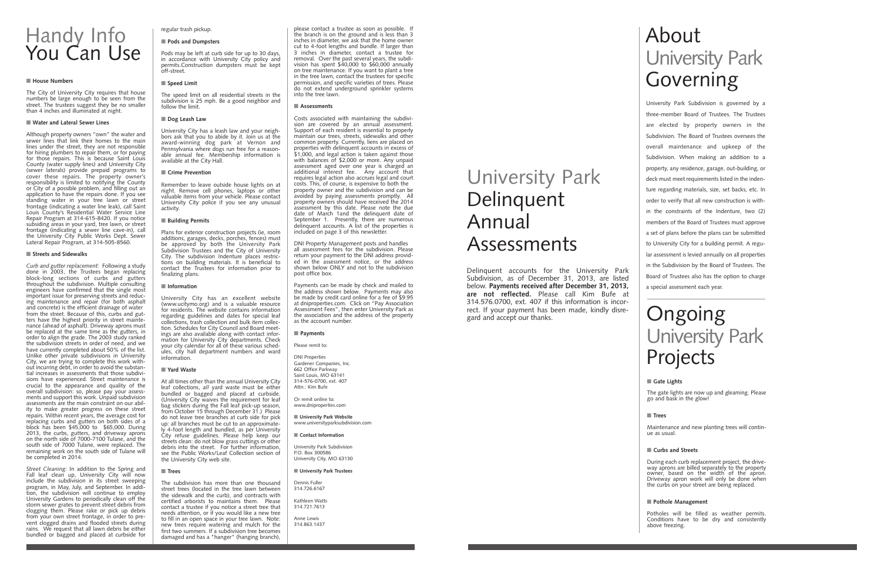# Handy Info You Can Use

## House Numbers

The City of University City requires that house numbers be large enough to be seen from the street. The trustees suggest they be no smaller than 4 inches and illuminated at night.

## Water and Lateral Sewer Lines

Although property owners "own" the water and sewer lines that link their homes to the main lines under the street, they are not responsible for hiring plumbers to repair them, or for paying for those repairs. This is because Saint Louis County (water supply lines) and University City (sewer laterals) provide prepaid programs to cover these repairs. The property owner's responsibility is limited to notifying the County or City of a possible problem, and filling out an application to have the repairs done. If you see standing water in your tree lawn or street frontage (indicating a water line leak), call Saint Louis County's Residential Water Service Line Repair Program at 314-615-8420. If you notice subsiding areas in your yard, tree lawn, or street frontage (indicating a sewer line cave-in), call the University City Public Works Dept. Sewer Lateral Repair Program, at 314-505-8560.

## Streets and Sidewalks

*Curb and gutter replacement:* Following a study done in 2003, the Trustees began replacing block-long sections of curbs and gutters throughout the subdivision. Multiple consulting engineers have confirmed that the single most important issue for preserving streets and reducing maintenance and repair (for both asphalt and concrete) is the efficient drainage of water from the street. Because of this, curbs and gutters have the highest priority in street maintenance (ahead of asphalt). Driveway aprons must be replaced at the same time as the gutters, in order to align the grade. The 2003 study ranked the subdivision streets in order of need, and we have currently completed about 50% of the list. Unlike other private subdivisions in University City, we are trying to complete this work without incurring debt, in order to avoid the substantial increases in assessments that those subdivisions have experienced. Street maintenance is crucial to the appearance and quality of the overall subdivision: so, please pay your assessments and support this work. Unpaid subdivision assessments are the main constraint on our ability to make greater progress on these street repairs. Within recent years, the average cost for replacing curbs and gutters on both sides of a block has been $45,000 to $65,000. During 2013, the curbs, gutters, and driveway aprons on the north side of 7000-7100 Tulane, and the south side of 7000 Tulane, were replaced. The remaining work on the south side of Tulane will be completed in 2014.

*Street Cleaning:* In addition to the Spring and Fall leaf clean up, University City will now include the subdivision in its street sweeping program, in May, July, and September. In addition, the subdivision will continue to employ University Gardens to periodically clean off the storm sewer grates to prevent street debris from clogging them. Please rake or pick up debris from your own street frontage, in order to prevent clogged drains and flooded streets during rains. We request that all lawn debris be either bundled or bagged and placed at curbside for regular trash pickup.

## Pods and Dumpsters

Pods may be left at curb side for up to 30 days, in accordance with University City policy and permits.Construction dumpsters must be kept off-street.

## Speed Limit

The speed limit on all residential streets in the subdivision is 25 mph. Be a good neighbor and follow the limit.

## Dog Leash Law

University City has a leash law and your neighbors ask that you to abide by it. Join us at the award-winning dog park at Vernon and Pennsylvania where dogs run free for a reasonable annual fee. Membership information is available at the City Hall.

## Crime Prevention

Remember to leave outside house lights on at night. Remove cell phones, laptops or other valuable items from your vehicle. Please contact University City police if you see any unusual activity.

## Building Permits

Plans for exterior construction projects (ie, room additions, garages, decks, porches, fences) must be approved by both the University Park Subdivision Trustees and the City of University City. The subdivision Indenture places restrictions on building materials. It is beneficial to contact the Trustees for information prior to finalizing plans.

## Information

University City has an excellent website (www.ucitymo.org) and is a valuable resource for residents. The website contains information regarding guidelines and dates for special leaf collections, trash collection and bulk item collection. Schedules for City Council and Board meetings are also available along with contact information for University City departments. Check your city calendar for all of these various schedules, city hall department numbers and ward information.

## Yard Waste

At all times other than the annual University City leaf collections, *all* yard waste must be either bundled or bagged and placed at curbside. (University City waives the requirement for leaf bag stickers during the Fall leaf pick-up season, from October 15 through December 31.) Please do not leave tree branches at curb side for pick up: all branches must be cut to an approximately 4-foot length and bundled, as per University City refuse guidelines. Please help keep our streets clean: do not blow grass cuttings or other debris into the street. For further information, see the Public Works/Leaf Collection section of the University City web site.

## Trees

The subdivision has more than one thousand street trees (located in the tree lawn between the sidewalk and the curb), and contracts with certified arborists to maintains them. Please contact a trustee if you notice a street tree that needs attention, or if you would like a new tree to fill in an open space in your tree lawn. Note: new trees require watering and mulch for the first two summers. If a subdivision tree becomes damaged and has a "hanger" (hanging branch), please contact a trustee as soon as possible. If the branch is on the ground and is less than 3 inches in diameter, we ask that the home owner cut to 4-foot lengths and bundle. If larger than 3 inches in diameter, contact a trustee for removal. Over the past several years, the subdivision has spent $40,000 to $60,000 annually on tree maintenance. If you want to plant a tree in the tree lawn, contact the trustees for specific permission, and specific varieties of trees. Please do not extend underground sprinkler systems into the tree lawn.

## Assessments

Costs associated with maintaining the subdivision are covered by an annual assessment. Support of each resident is essential to properly maintain our trees, streets, sidewalks and other common property. Currently, liens are placed on properties with delinquent accounts in excess of $1,000, and legal action is taken against those with balances of $2,000 or more. Any unpaid assessment aged over one year is charged an additional interest fee. Any account that requires legal action also accrues legal and court costs. This, of course, is expensive to both the property owner and the subdivision and can be avoided by paying assessments promptly. All property owners should have received the 2014 assessment by this date. Please note the due date of March 1and the delinquent date of September 1. Presently, there are numerous delinquent accounts. A list of the properties is included on page 3 of this newsletter.

DNI Property Management posts and handles all assessment fees for the subdivision. Please return your payment to the DNI address provided in the assessment notice, or the address shown below ONLY and not to the subdivision post office box.

Payments can be made by check and mailed to the address shown below. Payments may also be made by credit card online for a fee of $9.95 at dniproperties.com. Click on "Pay Association Assessment Fees", then enter University Park as the association and the address of the property as the account number.

## Payments

Please remit to:

DNI Properties
Gardener Companies, Inc.
662 Office Parkway
Saint Louis, MO 63141
314-576-0700, ext. 407
Attn.: Kim Bufe

Or remit online to:
www.dniproperties.com

## University Park Website

www.universityparksubdivision.com

## Contact Information

University Park Subdivision
P.O. Box 300586
University City, MO 63130

## University Park Trustees

Dennis Fuller
314.726.6167

Kathleen Watts
314.721.7613

Anne Lewis
314.863.1437

# University Park Delinquent Annual Assessments

Delinquent accounts for the University Park Subdivision, as of December 31, 2013, are listed below. **Payments received after December 31, 2013, are not reflected.** Please call Kim Bufe at 314.576.0700, ext. 407 if this information is incorrect. If your payment has been made, kindly disregard and accept our thanks.

# About University Park Governing

University Park Subdivision is governed by a three-member Board of Trustees. The Trustees are elected by property owners in the Subdivision. The Board of Trustees oversees the overall maintenance and upkeep of the Subdivision. When making an addition to a property, any residence, garage, out-building, or deck must meet requirements listed in the indenture regarding materials, size, set backs, etc. In order to verify that all new construction is within the constraints of the Indenture, two (2) members of the Board of Trustees must approve a set of plans before the plans can be submitted to University City for a building permit. A regular assessment is levied annually on all properties in the Subdivision by the Board of Trustees. The Board of Trustees also has the option to charge a special assessment each year.

# Ongoing University Park Projects

## Gate Lights

The gate lights are now up and gleaming. Please go and bask in the glow!

## Trees

Maintenance and new planting trees will continue as usual.

## Curbs and Streets

During each curb replacement project, the driveway aprons are billed separately to the property owner, based on the width of the apron. Driveway apron work will only be done when the curbs on your street are being replaced.

## Pothole Management

Potholes will be filled as weather permits. Conditions have to be dry and consistently above freezing.